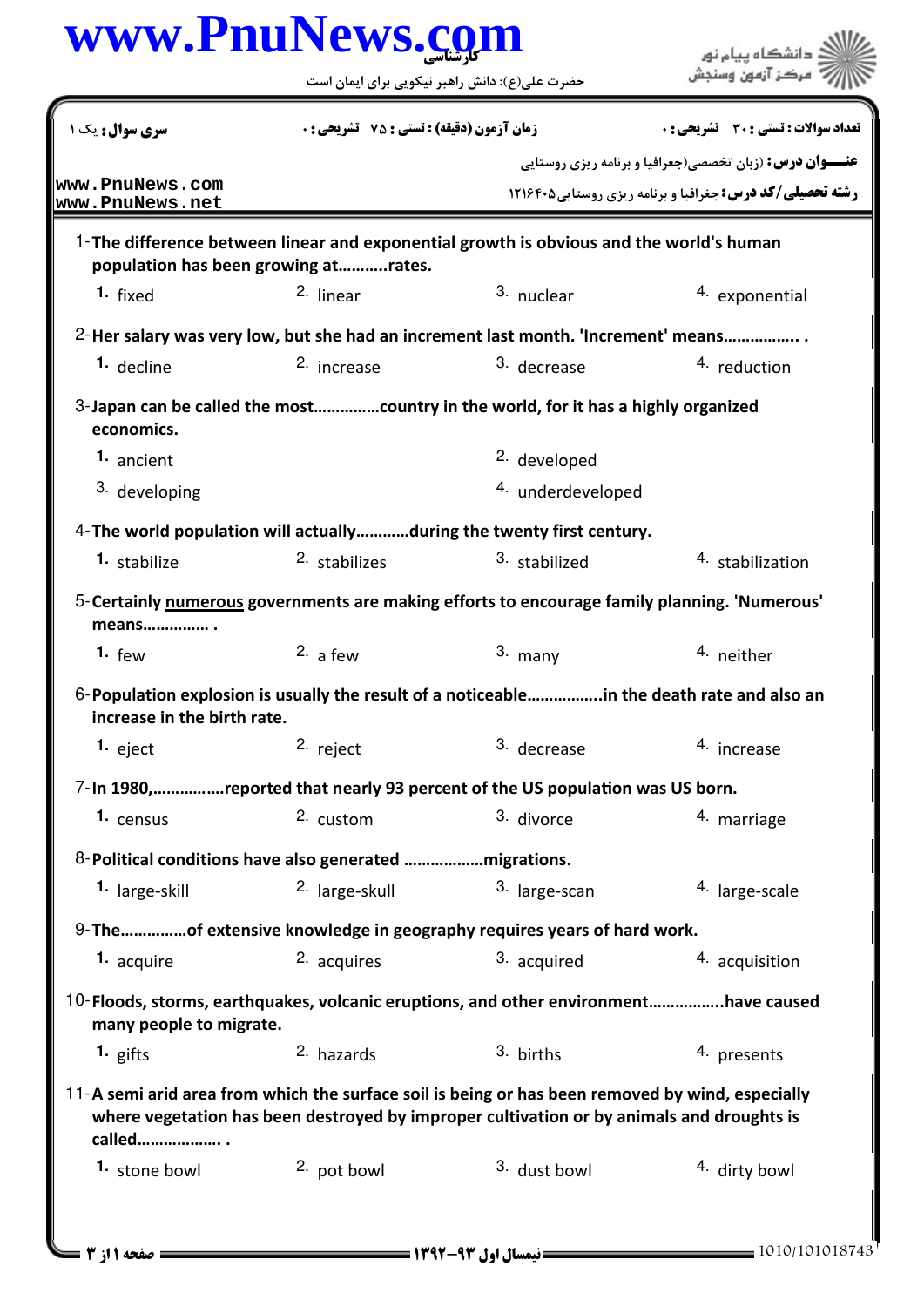www.PnuNews.com

کارشناسی

حضرت علی(ع): دانش راهبر نیکویی برای ایمان است

دانشگاه پیام نور
مرکز آزمون وسنجش

**سری سوال:** یک ۱

**زمان آزمون (دقیقه) : تستی : ۷۵ تشریحی : ۰**

**تعداد سوالات : تستی : ۳۰ تشریحی : ۰**

**عنـــوان درس:** (زبان تخصصی(جغرافیا و برنامه ریزی روستایی

**رشته تحصیلی/کد درس:** جغرافیا و برنامه ریزی روستایی۱۲۱۶۴۰۵

www.PnuNews.com
www.PnuNews.net

1-**The difference between linear and exponential growth is obvious and the world's human population has been growing at………..rates.**

1. fixed
2. linear
3. nuclear
4. exponential

2-**Her salary was very low, but she had an increment last month. 'Increment' means…………….. .**

1. decline
2. increase
3. decrease
4. reduction

3-**Japan can be called the most……………country in the world, for it has a highly organized economics.**

1. ancient
2. developed
3. developing
4. underdeveloped

4-**The world population will actually…………during the twenty first century.**

1. stabilize
2. stabilizes
3. stabilized
4. stabilization

5-**Certainly numerous governments are making efforts to encourage family planning. 'Numerous' means…………… .**

1. few
2. a few
3. many
4. neither

6-**Population explosion is usually the result of a noticeable……………..in the death rate and also an increase in the birth rate.**

1. eject
2. reject
3. decrease
4. increase

7-**In 1980,…………….reported that nearly 93 percent of the US population was US born.**

1. census
2. custom
3. divorce
4. marriage

8-**Political conditions have also generated ………………migrations.**

1. large-skill
2. large-skull
3. large-scan
4. large-scale

9-**The……………of extensive knowledge in geography requires years of hard work.**

1. acquire
2. acquires
3. acquired
4. acquisition

10-**Floods, storms, earthquakes, volcanic eruptions, and other environment……………..have caused many people to migrate.**

1. gifts
2. hazards
3. births
4. presents

11-**A semi arid area from which the surface soil is being or has been removed by wind, especially where vegetation has been destroyed by improper cultivation or by animals and droughts is called………………. .**

1. stone bowl
2. pot bowl
3. dust bowl
4. dirty bowl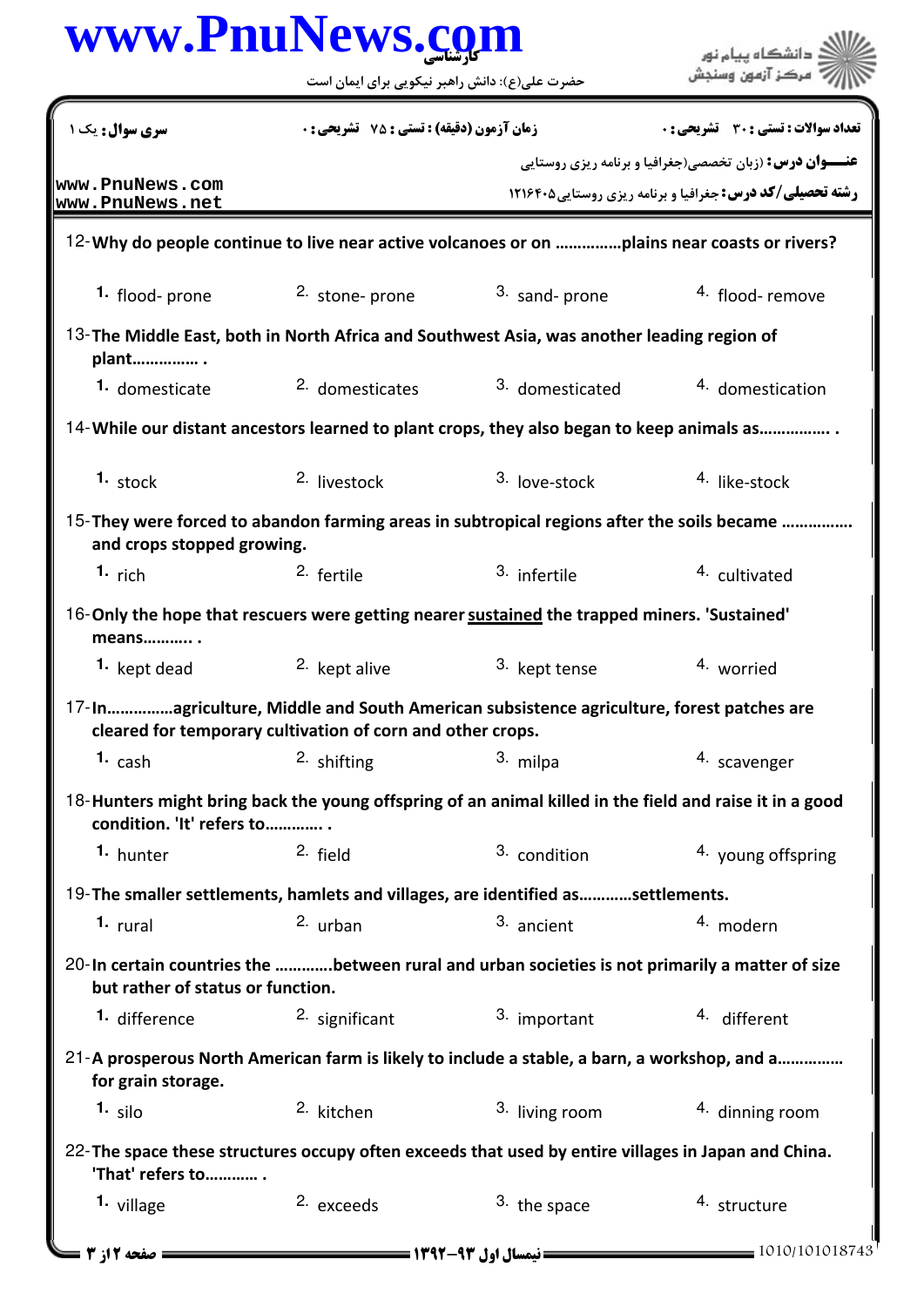12-Why do people continue to live near active volcanoes or on ..............plains near coasts or rivers?

1. flood- prone
2. stone- prone
3. sand- prone
4. flood- remove

13-The Middle East, both in North Africa and Southwest Asia, was another leading region of plant............... .

1. domesticate
2. domesticates
3. domesticated
4. domestication

14-While our distant ancestors learned to plant crops, they also began to keep animals as................ .

1. stock
2. livestock
3. love-stock
4. like-stock

15-They were forced to abandon farming areas in subtropical regions after the soils became ............... and crops stopped growing.

1. rich
2. fertile
3. infertile
4. cultivated

16-Only the hope that rescuers were getting nearer sustained the trapped miners. 'Sustained' means.......... .

1. kept dead
2. kept alive
3. kept tense
4. worried

17-In..............agriculture, Middle and South American subsistence agriculture, forest patches are cleared for temporary cultivation of corn and other crops.

1. cash
2. shifting
3. milpa
4. scavenger

18-Hunters might bring back the young offspring of an animal killed in the field and raise it in a good condition. 'It' refers to............ .

1. hunter
2. field
3. condition
4. young offspring

19-The smaller settlements, hamlets and villages, are identified as...........settlements.

1. rural
2. urban
3. ancient
4. modern

20-In certain countries the ............between rural and urban societies is not primarily a matter of size but rather of status or function.

1. difference
2. significant
3. important
4. different

21-A prosperous North American farm is likely to include a stable, a barn, a workshop, and a.............. for grain storage.

1. silo
2. kitchen
3. living room
4. dinning room

22-The space these structures occupy often exceeds that used by entire villages in Japan and China. 'That' refers to........... .

1. village
2. exceeds
3. the space
4. structure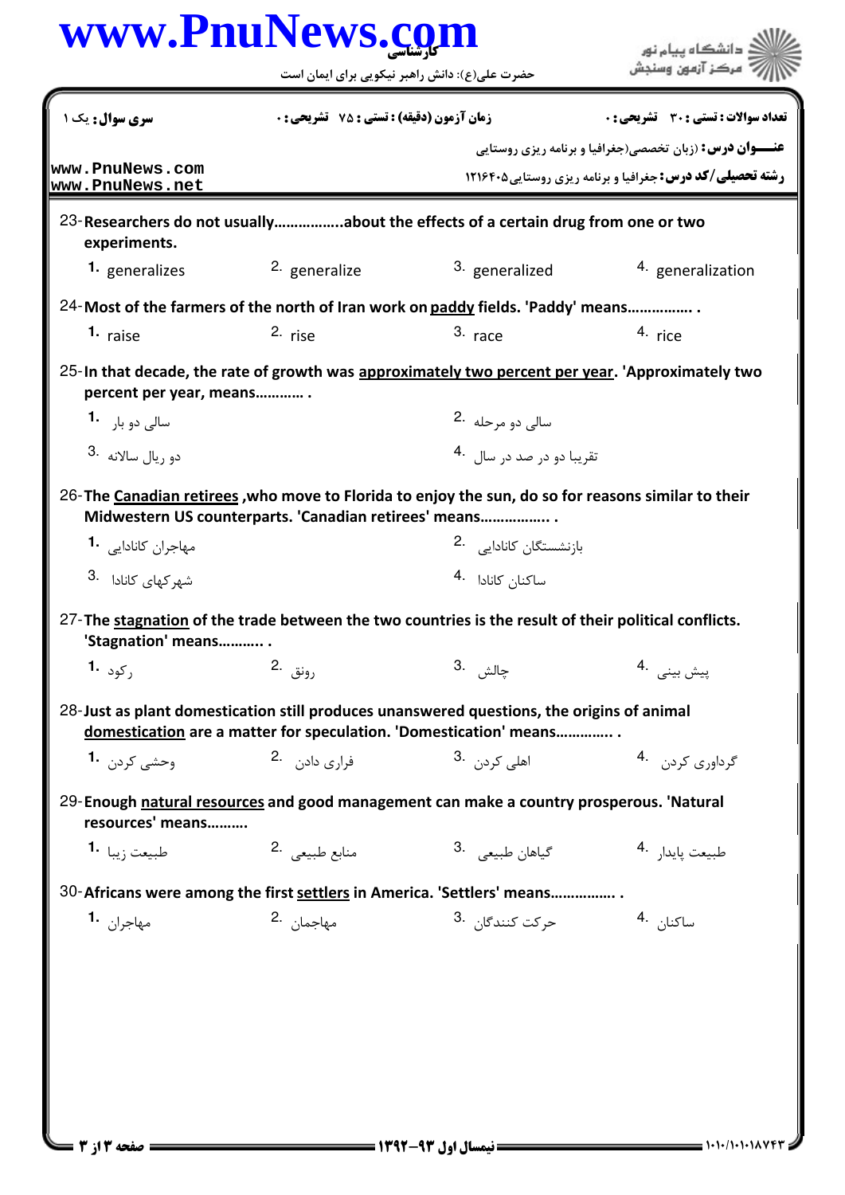23-Researchers do not usually……………..about the effects of a certain drug from one or two experiments.

1. generalizes
2. generalize
3. generalized
4. generalization

24-Most of the farmers of the north of Iran work on paddy fields. 'Paddy' means……………. .

1. raise
2. rise
3. race
4. rice

25-In that decade, the rate of growth was approximately two percent per year. 'Approximately two percent per year, means………… .

1. سالی دو بار
2. سالی دو مرحله
3. دو ریال سالانه
4. تقریبا دو در صد در سال

26-The Canadian retirees ,who move to Florida to enjoy the sun, do so for reasons similar to their Midwestern US counterparts. 'Canadian retirees' means…………….. .

1. مهاجران کانادایی
2. بازنشستگان کانادایی
3. شهرکهای کانادا
4. ساکنان کانادا

27-The stagnation of the trade between the two countries is the result of their political conflicts. 'Stagnation' means……….. .

1. رکود
2. رونق
3. چالش
4. پیش بینی

28-Just as plant domestication still produces unanswered questions, the origins of animal domestication are a matter for speculation. 'Domestication' means…………. .

1. وحشی کردن
2. فراری دادن
3. اهلی کردن
4. گرداوری کردن

29-Enough natural resources and good management can make a country prosperous. 'Natural resources' means……….

1. طبیعت زیبا
2. منابع طبیعی
3. گیاهان طبیعی
4. طبیعت پایدار

30-Africans were among the first settlers in America. 'Settlers' means……………. .

1. مهاجران
2. مهاجمان
3. حرکت کنندگان
4. ساکنان